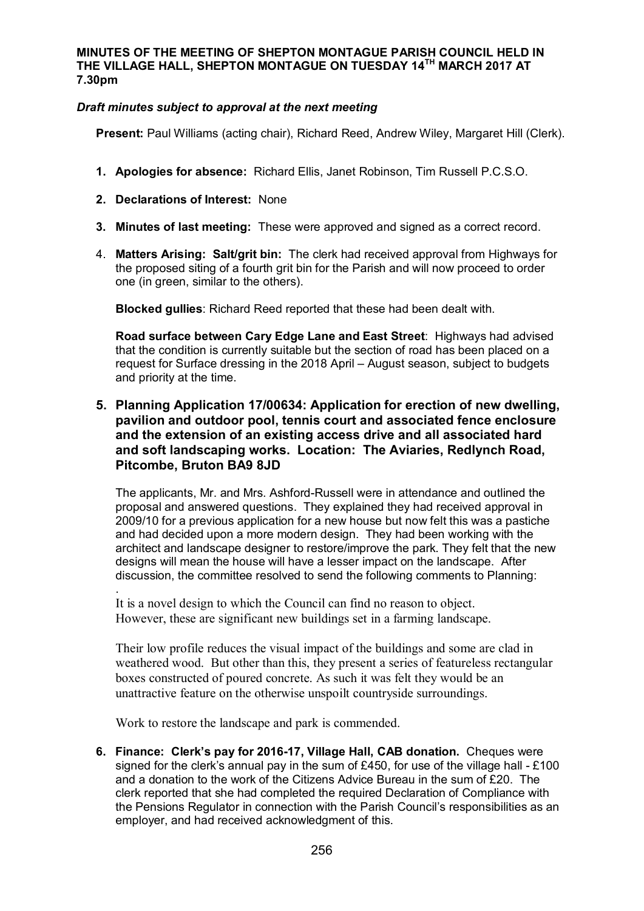**MINUTES OF THE MEETING OF SHEPTON MONTAGUE PARISH COUNCIL HELD IN THE VILLAGE HALL, SHEPTON MONTAGUE ON TUESDAY 14TH MARCH 2017 AT 7.30pm**

***Draft minutes subject to approval at the next meeting***

**Present:** Paul Williams (acting chair), Richard Reed, Andrew Wiley, Margaret Hill (Clerk).

1. **Apologies for absence:** Richard Ellis, Janet Robinson, Tim Russell P.C.S.O.

2. **Declarations of Interest:** None

3. **Minutes of last meeting:** These were approved and signed as a correct record.

4. **Matters Arising: Salt/grit bin:** The clerk had received approval from Highways for the proposed siting of a fourth grit bin for the Parish and will now proceed to order one (in green, similar to the others).

   **Blocked gullies**: Richard Reed reported that these had been dealt with.

   **Road surface between Cary Edge Lane and East Street**: Highways had advised that the condition is currently suitable but the section of road has been placed on a request for Surface dressing in the 2018 April – August season, subject to budgets and priority at the time.

5. **Planning Application 17/00634: Application for erection of new dwelling, pavilion and outdoor pool, tennis court and associated fence enclosure and the extension of an existing access drive and all associated hard and soft landscaping works. Location: The Aviaries, Redlynch Road, Pitcombe, Bruton BA9 8JD**

   The applicants, Mr. and Mrs. Ashford-Russell were in attendance and outlined the proposal and answered questions. They explained they had received approval in 2009/10 for a previous application for a new house but now felt this was a pastiche and had decided upon a more modern design. They had been working with the architect and landscape designer to restore/improve the park. They felt that the new designs will mean the house will have a lesser impact on the landscape. After discussion, the committee resolved to send the following comments to Planning:

   It is a novel design to which the Council can find no reason to object. However, these are significant new buildings set in a farming landscape.

   Their low profile reduces the visual impact of the buildings and some are clad in weathered wood. But other than this, they present a series of featureless rectangular boxes constructed of poured concrete. As such it was felt they would be an unattractive feature on the otherwise unspoilt countryside surroundings.

   Work to restore the landscape and park is commended.

6. **Finance: Clerk's pay for 2016-17, Village Hall, CAB donation.** Cheques were signed for the clerk's annual pay in the sum of £450, for use of the village hall - £100 and a donation to the work of the Citizens Advice Bureau in the sum of £20. The clerk reported that she had completed the required Declaration of Compliance with the Pensions Regulator in connection with the Parish Council's responsibilities as an employer, and had received acknowledgment of this.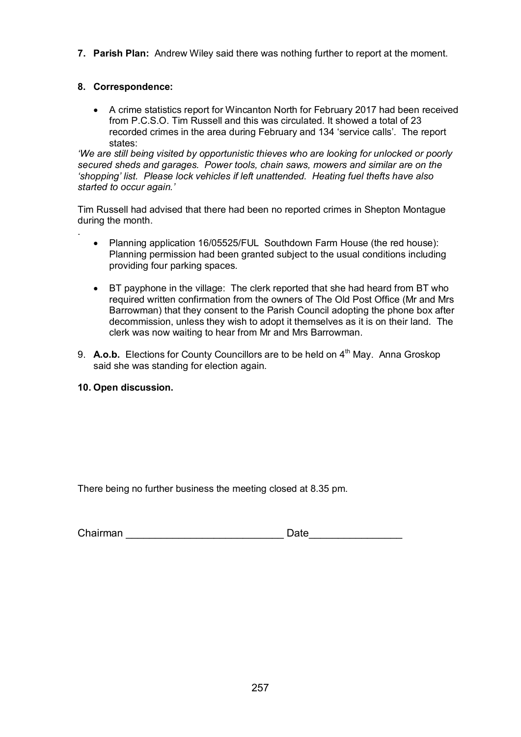**7. Parish Plan:** Andrew Wiley said there was nothing further to report at the moment.

**8. Correspondence:**

- A crime statistics report for Wincanton North for February 2017 had been received from P.C.S.O. Tim Russell and this was circulated. It showed a total of 23 recorded crimes in the area during February and 134 'service calls'. The report states:

*'We are still being visited by opportunistic thieves who are looking for unlocked or poorly secured sheds and garages. Power tools, chain saws, mowers and similar are on the 'shopping' list. Please lock vehicles if left unattended. Heating fuel thefts have also started to occur again.'*

Tim Russell had advised that there had been no reported crimes in Shepton Montague during the month.

.

- Planning application 16/05525/FUL Southdown Farm House (the red house): Planning permission had been granted subject to the usual conditions including providing four parking spaces.

- BT payphone in the village: The clerk reported that she had heard from BT who required written confirmation from the owners of The Old Post Office (Mr and Mrs Barrowman) that they consent to the Parish Council adopting the phone box after decommission, unless they wish to adopt it themselves as it is on their land. The clerk was now waiting to hear from Mr and Mrs Barrowman.

9. **A.o.b.** Elections for County Councillors are to be held on 4th May. Anna Groskop said she was standing for election again.

**10. Open discussion.**

There being no further business the meeting closed at 8.35 pm.

Chairman ___________________________ Date________________